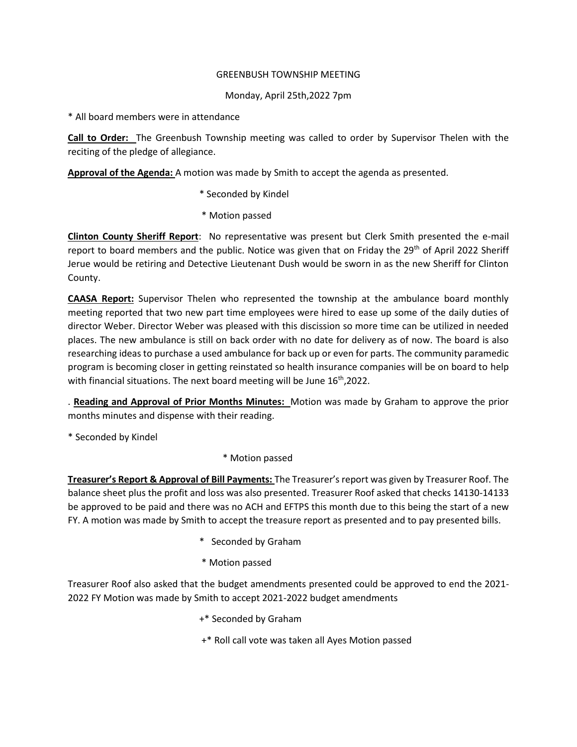GREENBUSH TOWNSHIP MEETING

Monday, April 25th,2022 7pm

* All board members were in attendance

**Call to Order:** The Greenbush Township meeting was called to order by Supervisor Thelen with the reciting of the pledge of allegiance.

**Approval of the Agenda:** A motion was made by Smith to accept the agenda as presented.

* Seconded by Kindel
* Motion passed

**Clinton County Sheriff Report**: No representative was present but Clerk Smith presented the e-mail report to board members and the public. Notice was given that on Friday the 29th of April 2022 Sheriff Jerue would be retiring and Detective Lieutenant Dush would be sworn in as the new Sheriff for Clinton County.

**CAASA Report:** Supervisor Thelen who represented the township at the ambulance board monthly meeting reported that two new part time employees were hired to ease up some of the daily duties of director Weber. Director Weber was pleased with this discission so more time can be utilized in needed places. The new ambulance is still on back order with no date for delivery as of now. The board is also researching ideas to purchase a used ambulance for back up or even for parts. The community paramedic program is becoming closer in getting reinstated so health insurance companies will be on board to help with financial situations. The next board meeting will be June 16th,2022.

. **Reading and Approval of Prior Months Minutes:** Motion was made by Graham to approve the prior months minutes and dispense with their reading.

* Seconded by Kindel
* Motion passed

**Treasurer's Report & Approval of Bill Payments:** The Treasurer's report was given by Treasurer Roof. The balance sheet plus the profit and loss was also presented. Treasurer Roof asked that checks 14130-14133 be approved to be paid and there was no ACH and EFTPS this month due to this being the start of a new FY. A motion was made by Smith to accept the treasure report as presented and to pay presented bills.

* Seconded by Graham
* Motion passed

Treasurer Roof also asked that the budget amendments presented could be approved to end the 2021-2022 FY Motion was made by Smith to accept 2021-2022 budget amendments

+* Seconded by Graham

+* Roll call vote was taken all Ayes Motion passed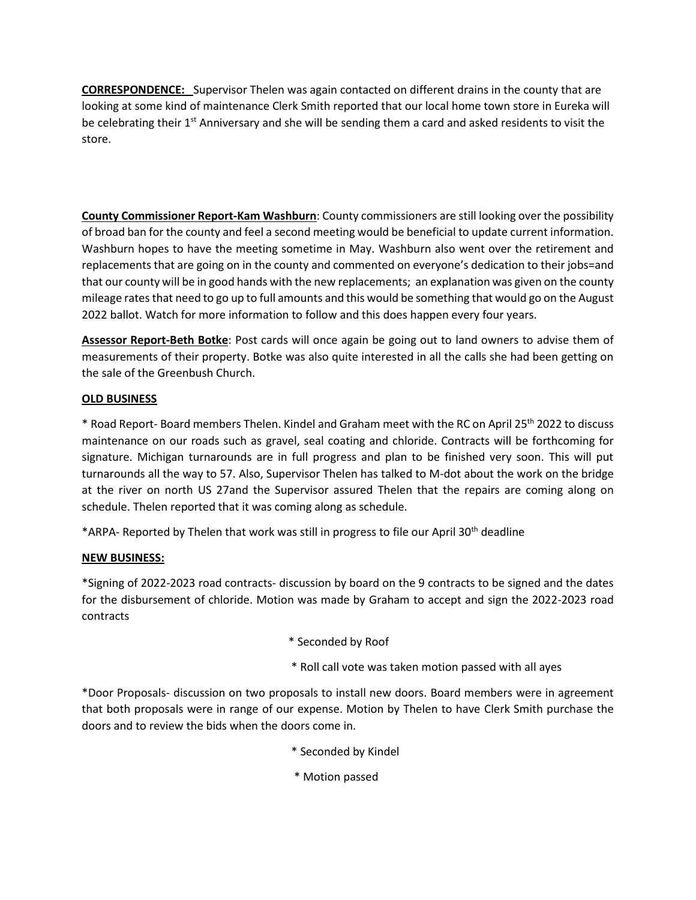**CORRESPONDENCE:** Supervisor Thelen was again contacted on different drains in the county that are looking at some kind of maintenance Clerk Smith reported that our local home town store in Eureka will be celebrating their 1st Anniversary and she will be sending them a card and asked residents to visit the store.

**County Commissioner Report-Kam Washburn**: County commissioners are still looking over the possibility of broad ban for the county and feel a second meeting would be beneficial to update current information. Washburn hopes to have the meeting sometime in May. Washburn also went over the retirement and replacements that are going on in the county and commented on everyone's dedication to their jobs=and that our county will be in good hands with the new replacements; an explanation was given on the county mileage rates that need to go up to full amounts and this would be something that would go on the August 2022 ballot. Watch for more information to follow and this does happen every four years.

**Assessor Report-Beth Botke**: Post cards will once again be going out to land owners to advise them of measurements of their property. Botke was also quite interested in all the calls she had been getting on the sale of the Greenbush Church.

**OLD BUSINESS**

* Road Report- Board members Thelen. Kindel and Graham meet with the RC on April 25th 2022 to discuss maintenance on our roads such as gravel, seal coating and chloride. Contracts will be forthcoming for signature. Michigan turnarounds are in full progress and plan to be finished very soon. This will put turnarounds all the way to 57. Also, Supervisor Thelen has talked to M-dot about the work on the bridge at the river on north US 27and the Supervisor assured Thelen that the repairs are coming along on schedule. Thelen reported that it was coming along as schedule.

*ARPA- Reported by Thelen that work was still in progress to file our April 30th deadline

**NEW BUSINESS:**

*Signing of 2022-2023 road contracts- discussion by board on the 9 contracts to be signed and the dates for the disbursement of chloride. Motion was made by Graham to accept and sign the 2022-2023 road contracts

* Seconded by Roof

* Roll call vote was taken motion passed with all ayes

*Door Proposals- discussion on two proposals to install new doors. Board members were in agreement that both proposals were in range of our expense. Motion by Thelen to have Clerk Smith purchase the doors and to review the bids when the doors come in.

* Seconded by Kindel

* Motion passed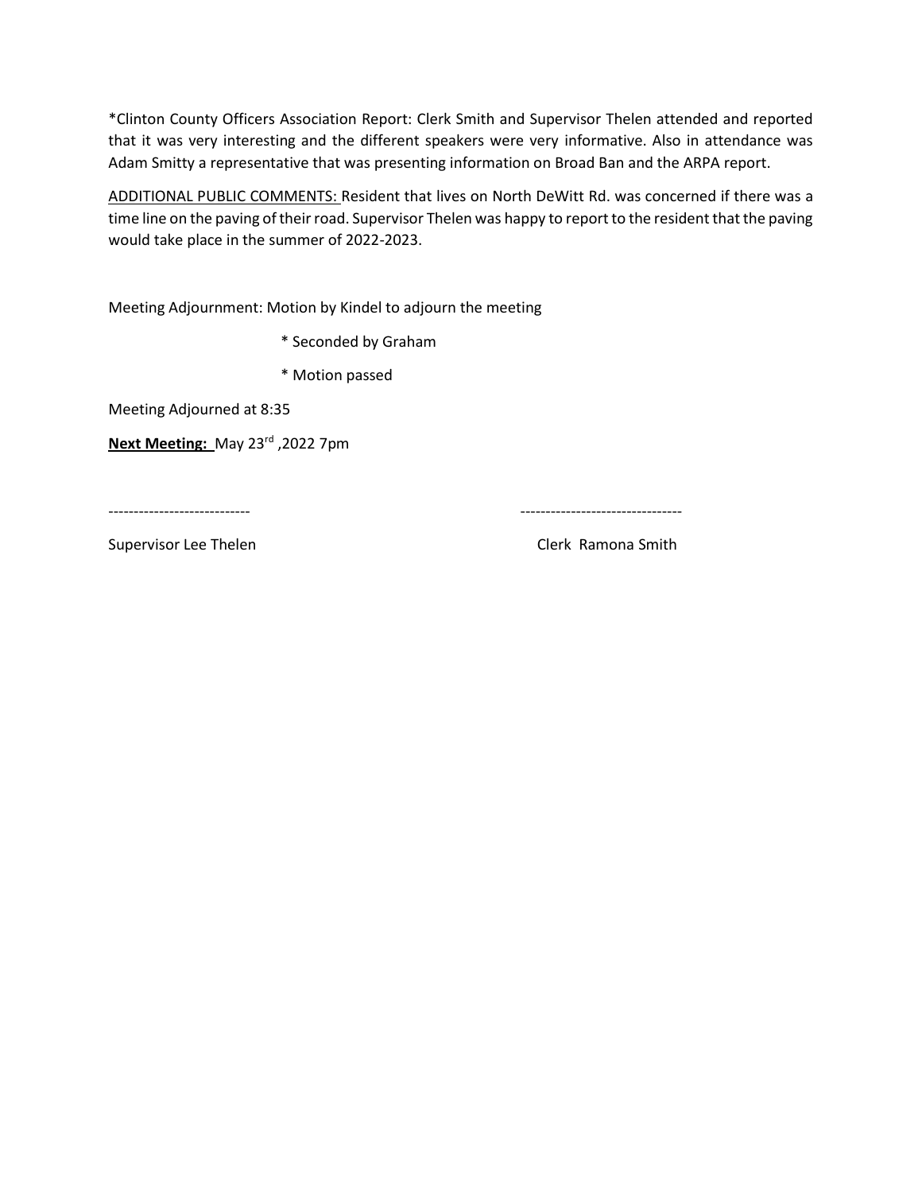*Clinton County Officers Association Report: Clerk Smith and Supervisor Thelen attended and reported that it was very interesting and the different speakers were very informative. Also in attendance was Adam Smitty a representative that was presenting information on Broad Ban and the ARPA report.

ADDITIONAL PUBLIC COMMENTS: Resident that lives on North DeWitt Rd. was concerned if there was a time line on the paving of their road. Supervisor Thelen was happy to report to the resident that the paving would take place in the summer of 2022-2023.

Meeting Adjournment: Motion by Kindel to adjourn the meeting

* Seconded by Graham

* Motion passed

Meeting Adjourned at 8:35

**Next Meeting:** May 23rd ,2022 7pm

---------------------------- --------------------------------

Supervisor Lee Thelen Clerk Ramona Smith